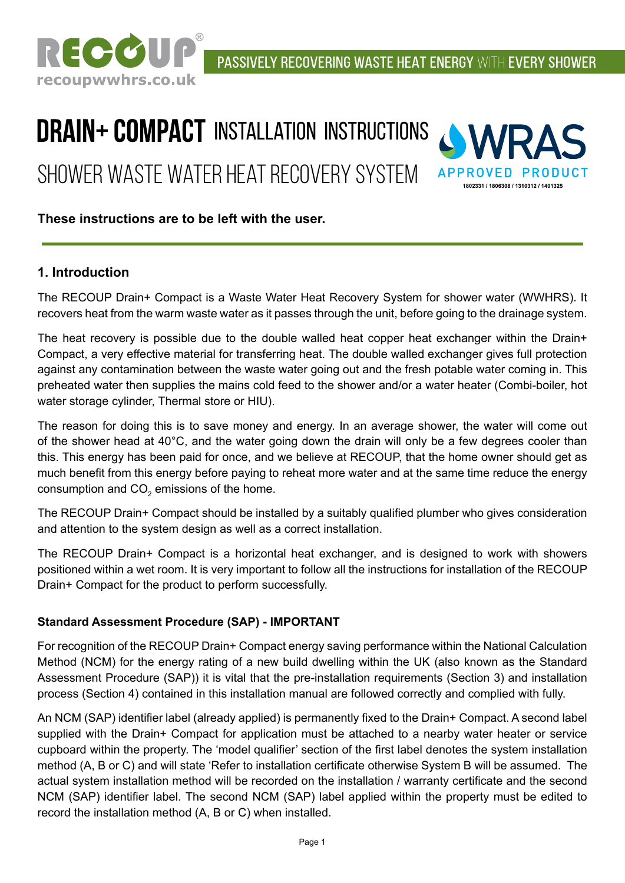RECOUP®
recoupwwhrs.co.uk

PASSIVELY RECOVERING WASTE HEAT ENERGY WITH EVERY SHOWER

# DRAIN+ COMPACT INSTALLATION INSTRUCTIONS

## SHOWER WASTE WATER HEAT RECOVERY SYSTEM

WRAS APPROVED PRODUCT
1802331 / 1806308 / 1310312 / 1401325

**These instructions are to be left with the user.**

## 1. Introduction

The RECOUP Drain+ Compact is a Waste Water Heat Recovery System for shower water (WWHRS). It recovers heat from the warm waste water as it passes through the unit, before going to the drainage system.

The heat recovery is possible due to the double walled heat copper heat exchanger within the Drain+ Compact, a very effective material for transferring heat. The double walled exchanger gives full protection against any contamination between the waste water going out and the fresh potable water coming in. This preheated water then supplies the mains cold feed to the shower and/or a water heater (Combi-boiler, hot water storage cylinder, Thermal store or HIU).

The reason for doing this is to save money and energy. In an average shower, the water will come out of the shower head at 40°C, and the water going down the drain will only be a few degrees cooler than this. This energy has been paid for once, and we believe at RECOUP, that the home owner should get as much benefit from this energy before paying to reheat more water and at the same time reduce the energy consumption and $CO_2$ emissions of the home.

The RECOUP Drain+ Compact should be installed by a suitably qualified plumber who gives consideration and attention to the system design as well as a correct installation.

The RECOUP Drain+ Compact is a horizontal heat exchanger, and is designed to work with showers positioned within a wet room. It is very important to follow all the instructions for installation of the RECOUP Drain+ Compact for the product to perform successfully.

### Standard Assessment Procedure (SAP) - IMPORTANT

For recognition of the RECOUP Drain+ Compact energy saving performance within the National Calculation Method (NCM) for the energy rating of a new build dwelling within the UK (also known as the Standard Assessment Procedure (SAP)) it is vital that the pre-installation requirements (Section 3) and installation process (Section 4) contained in this installation manual are followed correctly and complied with fully.

An NCM (SAP) identifier label (already applied) is permanently fixed to the Drain+ Compact. A second label supplied with the Drain+ Compact for application must be attached to a nearby water heater or service cupboard within the property. The 'model qualifier' section of the first label denotes the system installation method (A, B or C) and will state 'Refer to installation certificate otherwise System B will be assumed. The actual system installation method will be recorded on the installation / warranty certificate and the second NCM (SAP) identifier label. The second NCM (SAP) label applied within the property must be edited to record the installation method (A, B or C) when installed.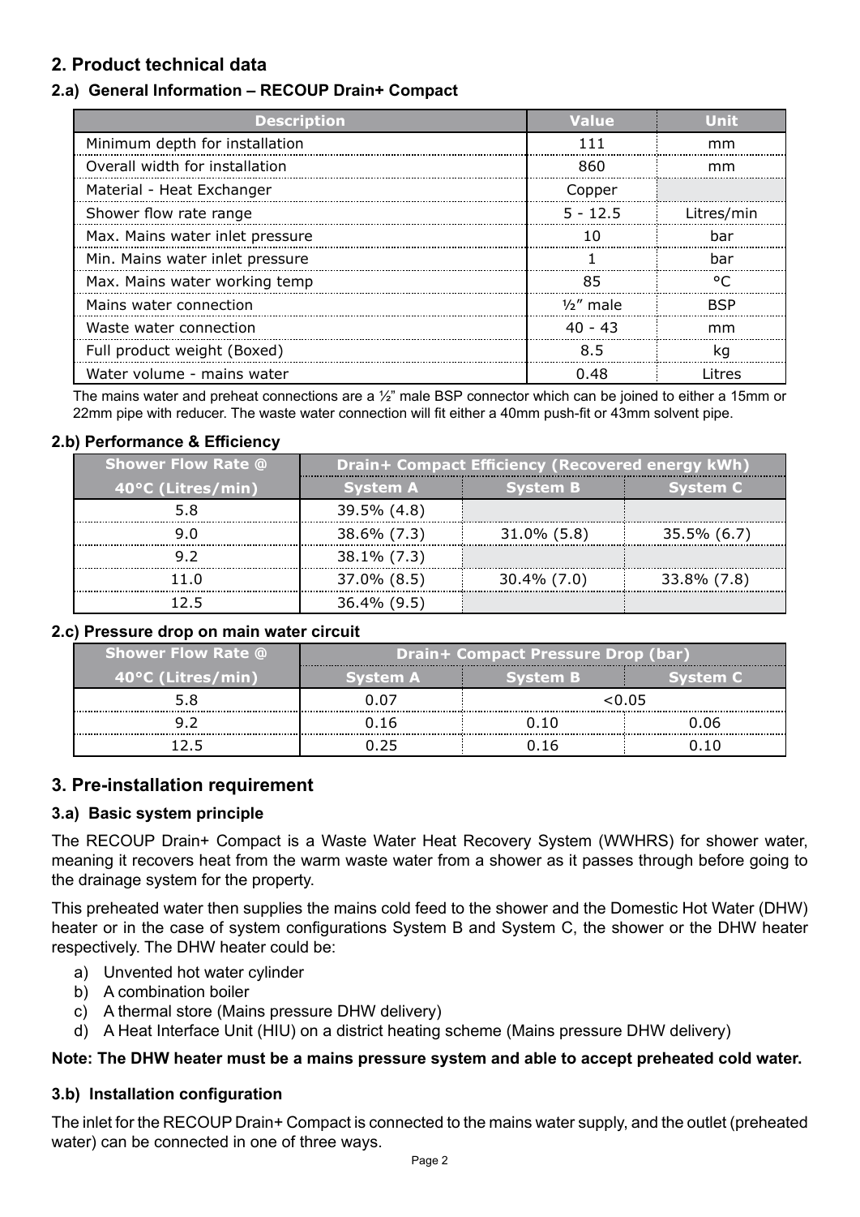## 2. Product technical data

### 2.a) General Information – RECOUP Drain+ Compact

| Description | Value | Unit |
|---|---|---|
| Minimum depth for installation | 111 | mm |
| Overall width for installation | 860 | mm |
| Material - Heat Exchanger | Copper | |
| Shower flow rate range | 5 - 12.5 | Litres/min |
| Max. Mains water inlet pressure | 10 | bar |
| Min. Mains water inlet pressure | 1 | bar |
| Max. Mains water working temp | 85 | °C |
| Mains water connection | ½" male | BSP |
| Waste water connection | 40 - 43 | mm |
| Full product weight (Boxed) | 8.5 | kg |
| Water volume - mains water | 0.48 | Litres |

The mains water and preheat connections are a ½" male BSP connector which can be joined to either a 15mm or 22mm pipe with reducer. The waste water connection will fit either a 40mm push-fit or 43mm solvent pipe.

### 2.b) Performance & Efficiency

| Shower Flow Rate @ 40°C (Litres/min) | Drain+ Compact Efficiency (Recovered energy kWh) | | |
|---|---|---|---|
| | System A | System B | System C |
| 5.8 | 39.5% (4.8) | | |
| 9.0 | 38.6% (7.3) | 31.0% (5.8) | 35.5% (6.7) |
| 9.2 | 38.1% (7.3) | | |
| 11.0 | 37.0% (8.5) | 30.4% (7.0) | 33.8% (7.8) |
| 12.5 | 36.4% (9.5) | | |

### 2.c) Pressure drop on main water circuit

| Shower Flow Rate @ 40°C (Litres/min) | Drain+ Compact Pressure Drop (bar) | | |
|---|---|---|---|
| | System A | System B | System C |
| 5.8 | 0.07 | <0.05 | |
| 9.2 | 0.16 | 0.10 | 0.06 |
| 12.5 | 0.25 | 0.16 | 0.10 |

## 3. Pre-installation requirement

### 3.a) Basic system principle

The RECOUP Drain+ Compact is a Waste Water Heat Recovery System (WWHRS) for shower water, meaning it recovers heat from the warm waste water from a shower as it passes through before going to the drainage system for the property.

This preheated water then supplies the mains cold feed to the shower and the Domestic Hot Water (DHW) heater or in the case of system configurations System B and System C, the shower or the DHW heater respectively. The DHW heater could be:

a) Unvented hot water cylinder
b) A combination boiler
c) A thermal store (Mains pressure DHW delivery)
d) A Heat Interface Unit (HIU) on a district heating scheme (Mains pressure DHW delivery)

**Note: The DHW heater must be a mains pressure system and able to accept preheated cold water.**

### 3.b) Installation configuration

The inlet for the RECOUP Drain+ Compact is connected to the mains water supply, and the outlet (preheated water) can be connected in one of three ways.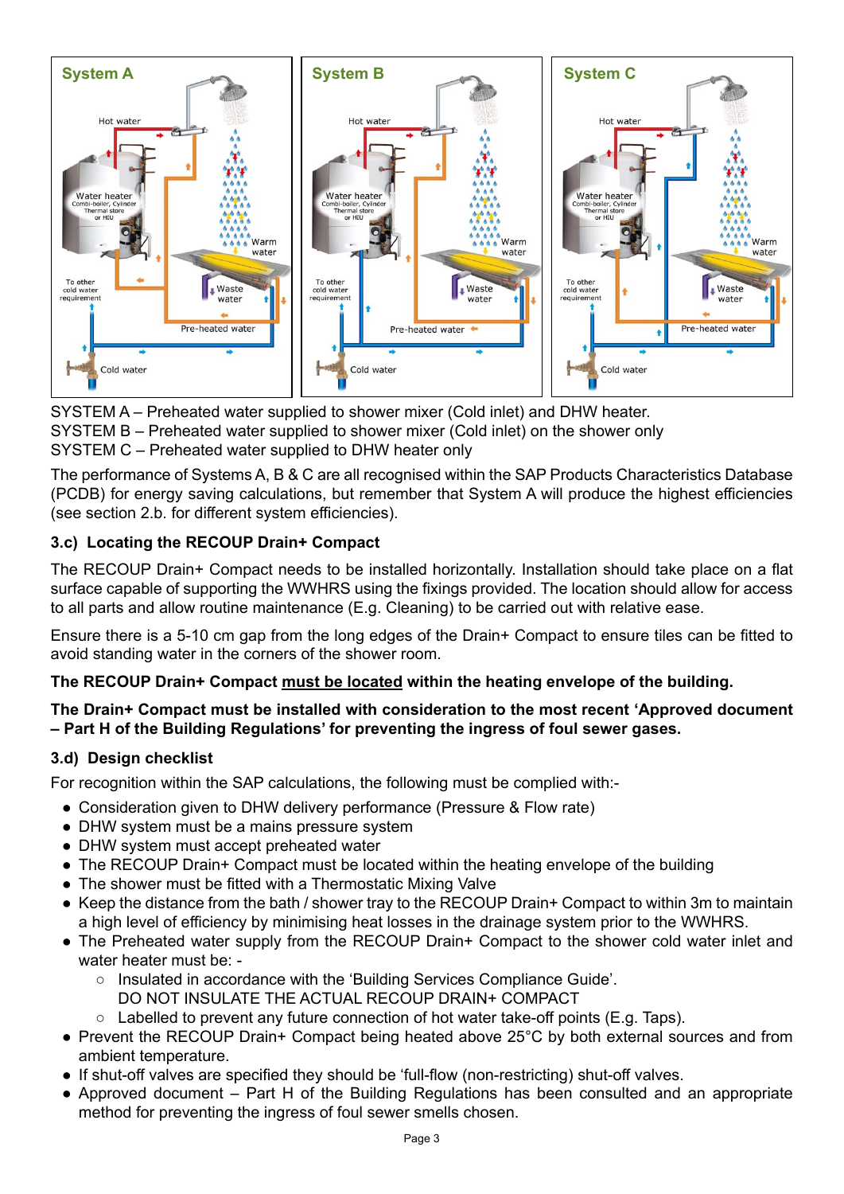SYSTEM A – Preheated water supplied to shower mixer (Cold inlet) and DHW heater.
SYSTEM B – Preheated water supplied to shower mixer (Cold inlet) on the shower only
SYSTEM C – Preheated water supplied to DHW heater only

The performance of Systems A, B & C are all recognised within the SAP Products Characteristics Database (PCDB) for energy saving calculations, but remember that System A will produce the highest efficiencies (see section 2.b. for different system efficiencies).

### 3.c) Locating the RECOUP Drain+ Compact

The RECOUP Drain+ Compact needs to be installed horizontally. Installation should take place on a flat surface capable of supporting the WWHRS using the fixings provided. The location should allow for access to all parts and allow routine maintenance (E.g. Cleaning) to be carried out with relative ease.

Ensure there is a 5-10 cm gap from the long edges of the Drain+ Compact to ensure tiles can be fitted to avoid standing water in the corners of the shower room.

**The RECOUP Drain+ Compact must be located within the heating envelope of the building.**

**The Drain+ Compact must be installed with consideration to the most recent 'Approved document – Part H of the Building Regulations' for preventing the ingress of foul sewer gases.**

### 3.d) Design checklist

For recognition within the SAP calculations, the following must be complied with:-

- Consideration given to DHW delivery performance (Pressure & Flow rate)
- DHW system must be a mains pressure system
- DHW system must accept preheated water
- The RECOUP Drain+ Compact must be located within the heating envelope of the building
- The shower must be fitted with a Thermostatic Mixing Valve
- Keep the distance from the bath / shower tray to the RECOUP Drain+ Compact to within 3m to maintain a high level of efficiency by minimising heat losses in the drainage system prior to the WWHRS.
- The Preheated water supply from the RECOUP Drain+ Compact to the shower cold water inlet and water heater must be: -
  - Insulated in accordance with the 'Building Services Compliance Guide'.
    DO NOT INSULATE THE ACTUAL RECOUP DRAIN+ COMPACT
  - Labelled to prevent any future connection of hot water take-off points (E.g. Taps).
- Prevent the RECOUP Drain+ Compact being heated above 25°C by both external sources and from ambient temperature.
- If shut-off valves are specified they should be 'full-flow (non-restricting) shut-off valves.
- Approved document – Part H of the Building Regulations has been consulted and an appropriate method for preventing the ingress of foul sewer smells chosen.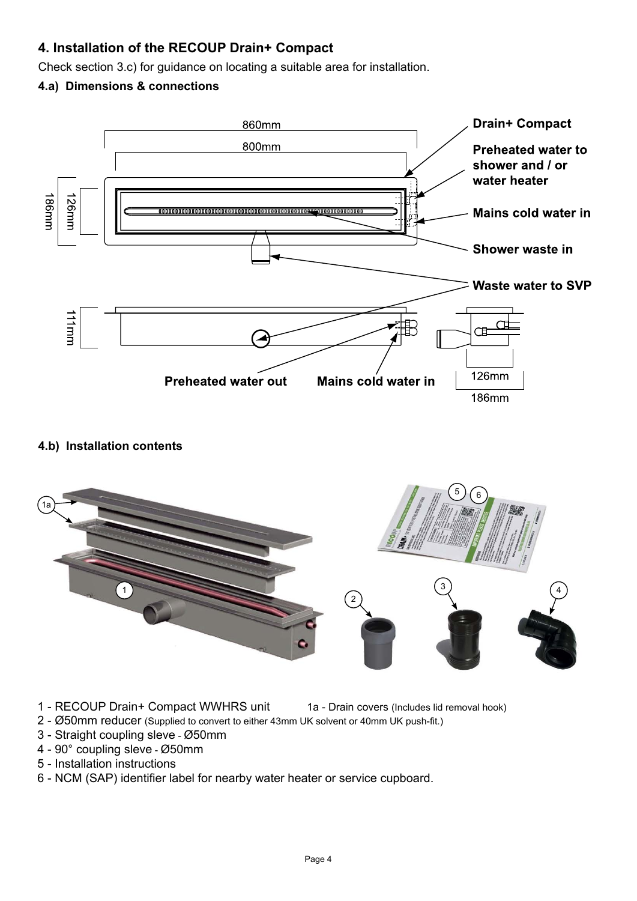## 4. Installation of the RECOUP Drain+ Compact

Check section 3.c) for guidance on locating a suitable area for installation.

### 4.a) Dimensions & connections

860mm

800mm

186mm

126mm

111mm

126mm

186mm

**Drain+ Compact**

**Preheated water to shower and / or water heater**

**Mains cold water in**

**Shower waste in**

**Waste water to SVP**

**Preheated water out**

**Mains cold water in**

### 4.b) Installation contents

1 - RECOUP Drain+ Compact WWHRS unit     1a - Drain covers (Includes lid removal hook)

2 - Ø50mm reducer (Supplied to convert to either 43mm UK solvent or 40mm UK push-fit.)

3 - Straight coupling sleve - Ø50mm

4 - 90° coupling sleve - Ø50mm

5 - Installation instructions

6 - NCM (SAP) identifier label for nearby water heater or service cupboard.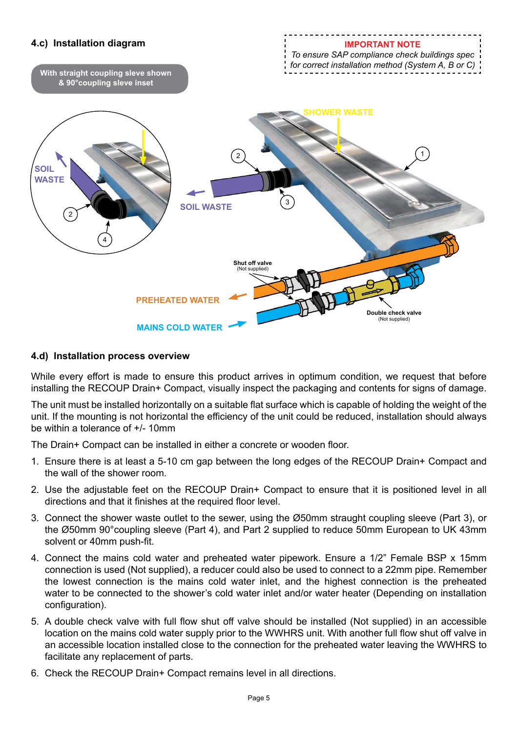## 4.c) Installation diagram

**IMPORTANT NOTE**
*To ensure SAP compliance check buildings spec for correct installation method (System A, B or C)*

With straight coupling sleve shown & 90°coupling sleve inset

SOIL WASTE

SHOWER WASTE

SOIL WASTE

Shut off valve (Not supplied)

PREHEATED WATER

MAINS COLD WATER

Double check valve (Not supplied)

## 4.d) Installation process overview

While every effort is made to ensure this product arrives in optimum condition, we request that before installing the RECOUP Drain+ Compact, visually inspect the packaging and contents for signs of damage.

The unit must be installed horizontally on a suitable flat surface which is capable of holding the weight of the unit. If the mounting is not horizontal the efficiency of the unit could be reduced, installation should always be within a tolerance of +/- 10mm

The Drain+ Compact can be installed in either a concrete or wooden floor.

1. Ensure there is at least a 5-10 cm gap between the long edges of the RECOUP Drain+ Compact and the wall of the shower room.
2. Use the adjustable feet on the RECOUP Drain+ Compact to ensure that it is positioned level in all directions and that it finishes at the required floor level.
3. Connect the shower waste outlet to the sewer, using the Ø50mm straight coupling sleeve (Part 3), or the Ø50mm 90°coupling sleeve (Part 4), and Part 2 supplied to reduce 50mm European to UK 43mm solvent or 40mm push-fit.
4. Connect the mains cold water and preheated water pipework. Ensure a 1/2” Female BSP x 15mm connection is used (Not supplied), a reducer could also be used to connect to a 22mm pipe. Remember the lowest connection is the mains cold water inlet, and the highest connection is the preheated water to be connected to the shower’s cold water inlet and/or water heater (Depending on installation configuration).
5. A double check valve with full flow shut off valve should be installed (Not supplied) in an accessible location on the mains cold water supply prior to the WWHRS unit. With another full flow shut off valve in an accessible location installed close to the connection for the preheated water leaving the WWHRS to facilitate any replacement of parts.
6. Check the RECOUP Drain+ Compact remains level in all directions.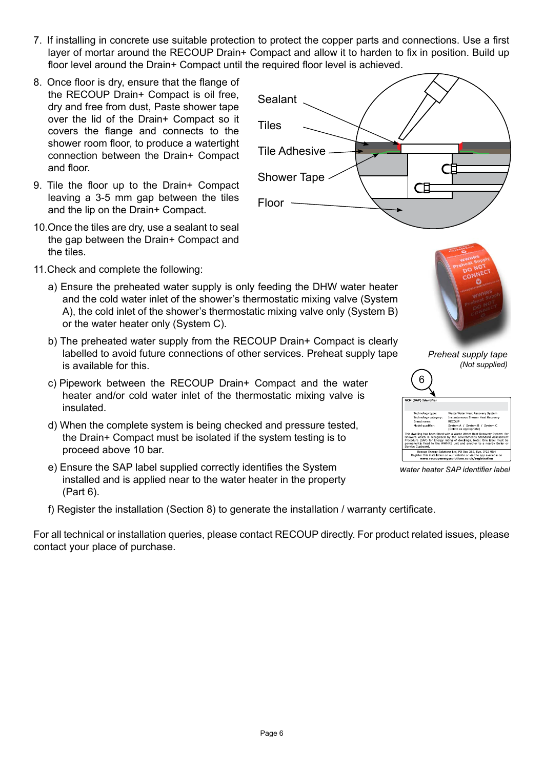7. If installing in concrete use suitable protection to protect the copper parts and connections. Use a first layer of mortar around the RECOUP Drain+ Compact and allow it to harden to fix in position. Build up floor level around the Drain+ Compact until the required floor level is achieved.

8. Once floor is dry, ensure that the flange of the RECOUP Drain+ Compact is oil free, dry and free from dust, Paste shower tape over the lid of the Drain+ Compact so it covers the flange and connects to the shower room floor, to produce a watertight connection between the Drain+ Compact and floor.

9. Tile the floor up to the Drain+ Compact leaving a 3-5 mm gap between the tiles and the lip on the Drain+ Compact.

10. Once the tiles are dry, use a sealant to seal the gap between the Drain+ Compact and the tiles.

Sealant

Tiles

Tile Adhesive

Shower Tape

Floor

11. Check and complete the following:

   a) Ensure the preheated water supply is only feeding the DHW water heater and the cold water inlet of the shower's thermostatic mixing valve (System A), the cold inlet of the shower's thermostatic mixing valve only (System B) or the water heater only (System C).

   b) The preheated water supply from the RECOUP Drain+ Compact is clearly labelled to avoid future connections of other services. Preheat supply tape is available for this.

   c) Pipework between the RECOUP Drain+ Compact and the water heater and/or cold water inlet of the thermostatic mixing valve is insulated.

   d) When the complete system is being checked and pressure tested, the Drain+ Compact must be isolated if the system testing is to proceed above 10 bar.

   e) Ensure the SAP label supplied correctly identifies the System installed and is applied near to the water heater in the property (Part 6).

   f) Register the installation (Section 8) to generate the installation / warranty certificate.

*Preheat supply tape*
*(Not supplied)*

6

*water heater SAP identifier label*

For all technical or installation queries, please contact RECOUP directly. For product related issues, please contact your place of purchase.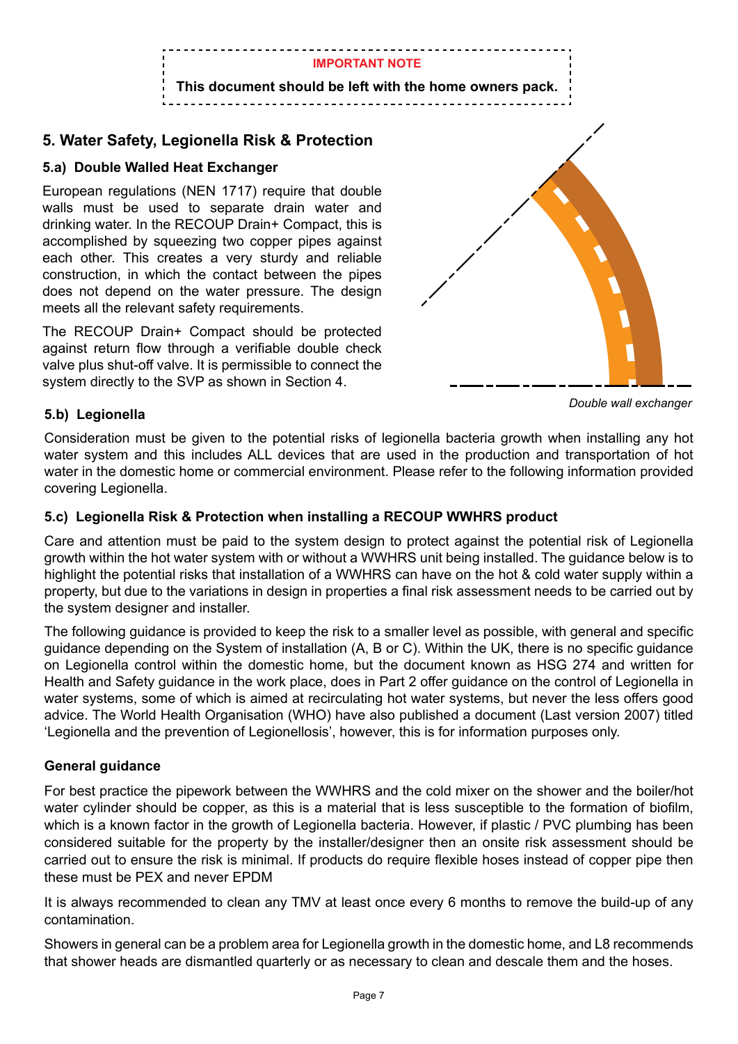**IMPORTANT NOTE**

**This document should be left with the home owners pack.**

## 5. Water Safety, Legionella Risk & Protection

### 5.a) Double Walled Heat Exchanger

European regulations (NEN 1717) require that double walls must be used to separate drain water and drinking water. In the RECOUP Drain+ Compact, this is accomplished by squeezing two copper pipes against each other. This creates a very sturdy and reliable construction, in which the contact between the pipes does not depend on the water pressure. The design meets all the relevant safety requirements.

The RECOUP Drain+ Compact should be protected against return flow through a verifiable double check valve plus shut-off valve. It is permissible to connect the system directly to the SVP as shown in Section 4.

*Double wall exchanger*

### 5.b) Legionella

Consideration must be given to the potential risks of legionella bacteria growth when installing any hot water system and this includes ALL devices that are used in the production and transportation of hot water in the domestic home or commercial environment. Please refer to the following information provided covering Legionella.

### 5.c) Legionella Risk & Protection when installing a RECOUP WWHRS product

Care and attention must be paid to the system design to protect against the potential risk of Legionella growth within the hot water system with or without a WWHRS unit being installed. The guidance below is to highlight the potential risks that installation of a WWHRS can have on the hot & cold water supply within a property, but due to the variations in design in properties a final risk assessment needs to be carried out by the system designer and installer.

The following guidance is provided to keep the risk to a smaller level as possible, with general and specific guidance depending on the System of installation (A, B or C). Within the UK, there is no specific guidance on Legionella control within the domestic home, but the document known as HSG 274 and written for Health and Safety guidance in the work place, does in Part 2 offer guidance on the control of Legionella in water systems, some of which is aimed at recirculating hot water systems, but never the less offers good advice. The World Health Organisation (WHO) have also published a document (Last version 2007) titled 'Legionella and the prevention of Legionellosis', however, this is for information purposes only.

**General guidance**

For best practice the pipework between the WWHRS and the cold mixer on the shower and the boiler/hot water cylinder should be copper, as this is a material that is less susceptible to the formation of biofilm, which is a known factor in the growth of Legionella bacteria. However, if plastic / PVC plumbing has been considered suitable for the property by the installer/designer then an onsite risk assessment should be carried out to ensure the risk is minimal. If products do require flexible hoses instead of copper pipe then these must be PEX and never EPDM

It is always recommended to clean any TMV at least once every 6 months to remove the build-up of any contamination.

Showers in general can be a problem area for Legionella growth in the domestic home, and L8 recommends that shower heads are dismantled quarterly or as necessary to clean and descale them and the hoses.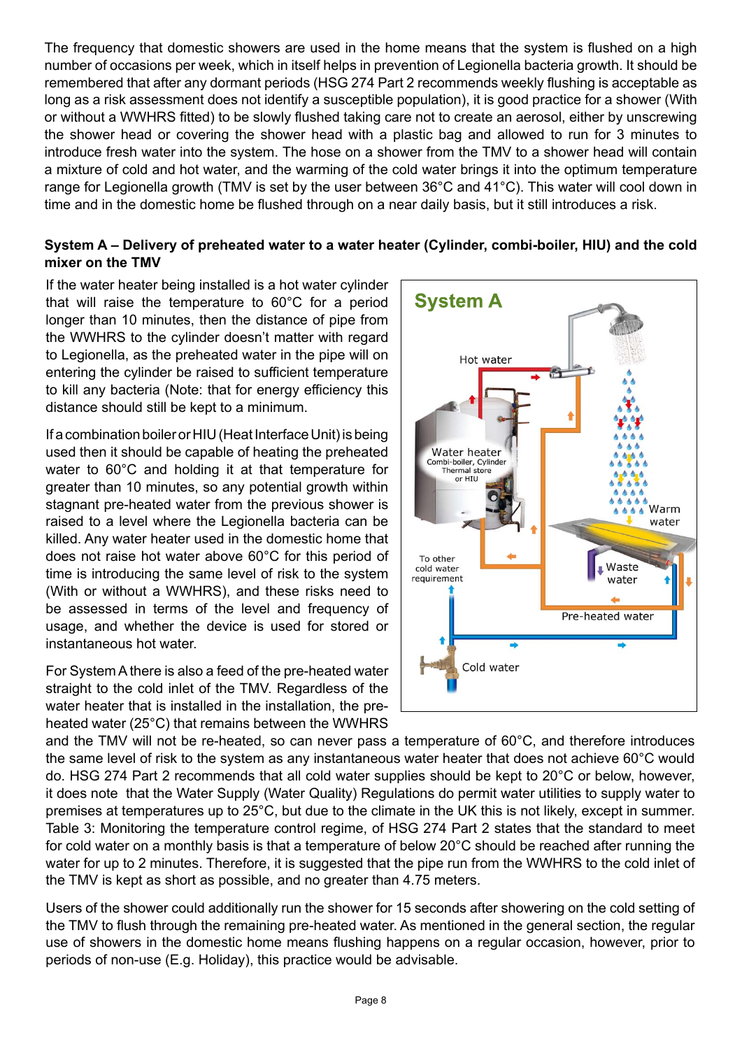The frequency that domestic showers are used in the home means that the system is flushed on a high number of occasions per week, which in itself helps in prevention of Legionella bacteria growth. It should be remembered that after any dormant periods (HSG 274 Part 2 recommends weekly flushing is acceptable as long as a risk assessment does not identify a susceptible population), it is good practice for a shower (With or without a WWHRS fitted) to be slowly flushed taking care not to create an aerosol, either by unscrewing the shower head or covering the shower head with a plastic bag and allowed to run for 3 minutes to introduce fresh water into the system. The hose on a shower from the TMV to a shower head will contain a mixture of cold and hot water, and the warming of the cold water brings it into the optimum temperature range for Legionella growth (TMV is set by the user between 36°C and 41°C). This water will cool down in time and in the domestic home be flushed through on a near daily basis, but it still introduces a risk.

**System A – Delivery of preheated water to a water heater (Cylinder, combi-boiler, HIU) and the cold mixer on the TMV**

If the water heater being installed is a hot water cylinder that will raise the temperature to 60°C for a period longer than 10 minutes, then the distance of pipe from the WWHRS to the cylinder doesn't matter with regard to Legionella, as the preheated water in the pipe will on entering the cylinder be raised to sufficient temperature to kill any bacteria (Note: that for energy efficiency this distance should still be kept to a minimum.

If a combination boiler or HIU (Heat Interface Unit) is being used then it should be capable of heating the preheated water to 60°C and holding it at that temperature for greater than 10 minutes, so any potential growth within stagnant pre-heated water from the previous shower is raised to a level where the Legionella bacteria can be killed. Any water heater used in the domestic home that does not raise hot water above 60°C for this period of time is introducing the same level of risk to the system (With or without a WWHRS), and these risks need to be assessed in terms of the level and frequency of usage, and whether the device is used for stored or instantaneous hot water.

For System A there is also a feed of the pre-heated water straight to the cold inlet of the TMV. Regardless of the water heater that is installed in the installation, the pre-heated water (25°C) that remains between the WWHRS and the TMV will not be re-heated, so can never pass a temperature of 60°C, and therefore introduces the same level of risk to the system as any instantaneous water heater that does not achieve 60°C would do. HSG 274 Part 2 recommends that all cold water supplies should be kept to 20°C or below, however, it does note that the Water Supply (Water Quality) Regulations do permit water utilities to supply water to premises at temperatures up to 25°C, but due to the climate in the UK this is not likely, except in summer. Table 3: Monitoring the temperature control regime, of HSG 274 Part 2 states that the standard to meet for cold water on a monthly basis is that a temperature of below 20°C should be reached after running the water for up to 2 minutes. Therefore, it is suggested that the pipe run from the WWHRS to the cold inlet of the TMV is kept as short as possible, and no greater than 4.75 meters.

Users of the shower could additionally run the shower for 15 seconds after showering on the cold setting of the TMV to flush through the remaining pre-heated water. As mentioned in the general section, the regular use of showers in the domestic home means flushing happens on a regular occasion, however, prior to periods of non-use (E.g. Holiday), this practice would be advisable.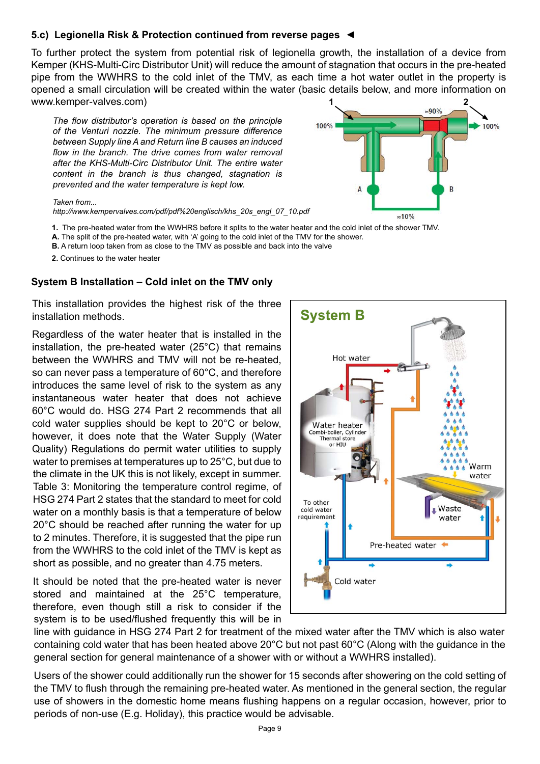### 5.c) Legionella Risk & Protection continued from reverse pages ◄

To further protect the system from potential risk of legionella growth, the installation of a device from Kemper (KHS-Multi-Circ Distributor Unit) will reduce the amount of stagnation that occurs in the pre-heated pipe from the WWHRS to the cold inlet of the TMV, as each time a hot water outlet in the property is opened a small circulation will be created within the water (basic details below, and more information on www.kemper-valves.com)

> *The flow distributor's operation is based on the principle of the Venturi nozzle. The minimum pressure difference between Supply line A and Return line B causes an induced flow in the branch. The drive comes from water removal after the KHS-Multi-Circ Distributor Unit. The entire water content in the branch is thus changed, stagnation is prevented and the water temperature is kept low.*
>
> *Taken from...*
> *http://www.kempervalves.com/pdf/pdf%20englisch/khs_20s_engl_07_10.pdf*

**1.** The pre-heated water from the WWHRS before it splits to the water heater and the cold inlet of the shower TMV.
**A.** The split of the pre-heated water, with 'A' going to the cold inlet of the TMV for the shower.
**B.** A return loop taken from as close to the TMV as possible and back into the valve
**2.** Continues to the water heater

### System B Installation – Cold inlet on the TMV only

This installation provides the highest risk of the three installation methods.

Regardless of the water heater that is installed in the installation, the pre-heated water (25°C) that remains between the WWHRS and TMV will not be re-heated, so can never pass a temperature of 60°C, and therefore introduces the same level of risk to the system as any instantaneous water heater that does not achieve 60°C would do. HSG 274 Part 2 recommends that all cold water supplies should be kept to 20°C or below, however, it does note that the Water Supply (Water Quality) Regulations do permit water utilities to supply water to premises at temperatures up to 25°C, but due to the climate in the UK this is not likely, except in summer. Table 3: Monitoring the temperature control regime, of HSG 274 Part 2 states that the standard to meet for cold water on a monthly basis is that a temperature of below 20°C should be reached after running the water for up to 2 minutes. Therefore, it is suggested that the pipe run from the WWHRS to the cold inlet of the TMV is kept as short as possible, and no greater than 4.75 meters.

It should be noted that the pre-heated water is never stored and maintained at the 25°C temperature, therefore, even though still a risk to consider if the system is to be used/flushed frequently this will be in line with guidance in HSG 274 Part 2 for treatment of the mixed water after the TMV which is also water containing cold water that has been heated above 20°C but not past 60°C (Along with the guidance in the general section for general maintenance of a shower with or without a WWHRS installed).

Users of the shower could additionally run the shower for 15 seconds after showering on the cold setting of the TMV to flush through the remaining pre-heated water. As mentioned in the general section, the regular use of showers in the domestic home means flushing happens on a regular occasion, however, prior to periods of non-use (E.g. Holiday), this practice would be advisable.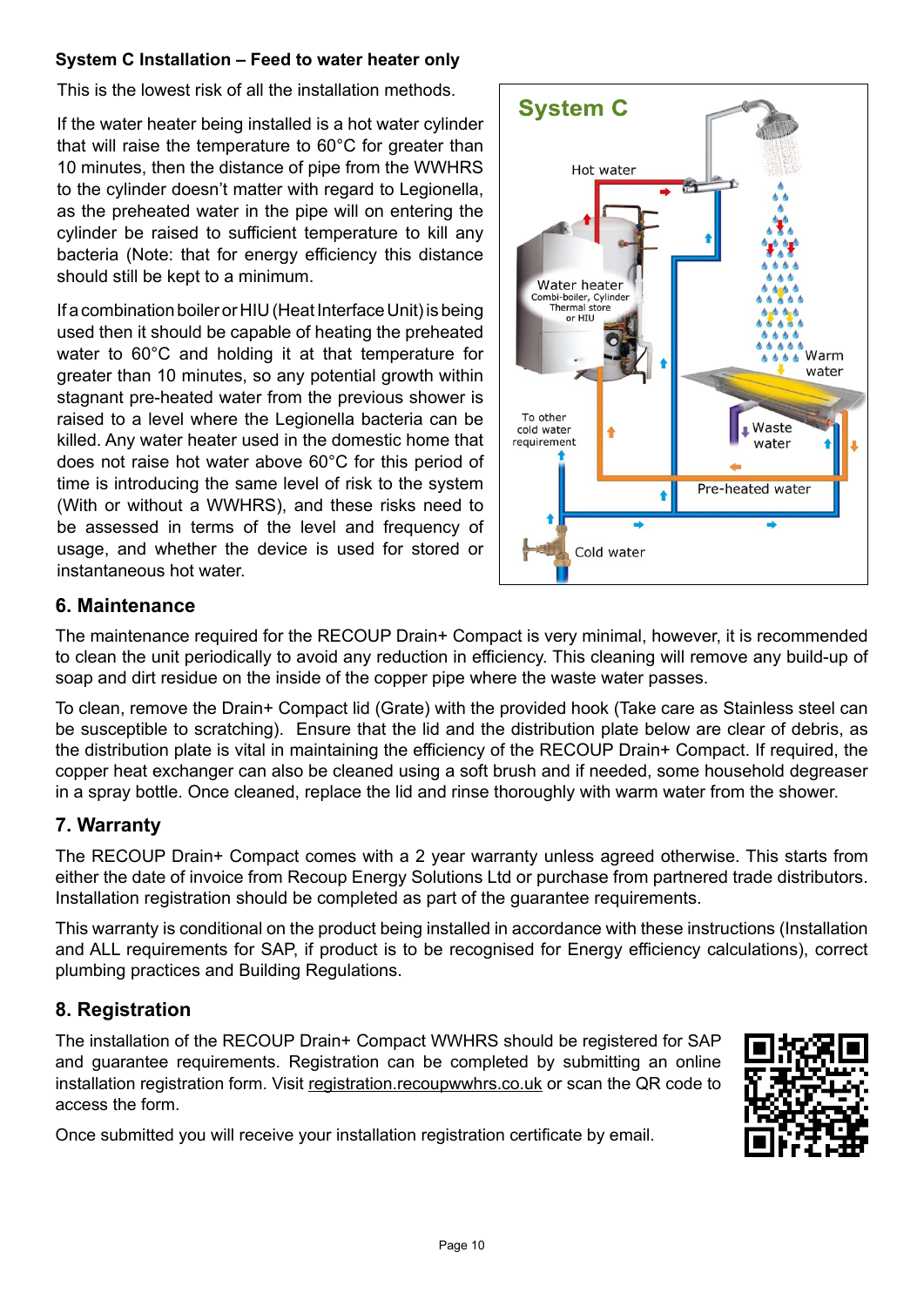**System C Installation – Feed to water heater only**

This is the lowest risk of all the installation methods.

If the water heater being installed is a hot water cylinder that will raise the temperature to 60°C for greater than 10 minutes, then the distance of pipe from the WWHRS to the cylinder doesn't matter with regard to Legionella, as the preheated water in the pipe will on entering the cylinder be raised to sufficient temperature to kill any bacteria (Note: that for energy efficiency this distance should still be kept to a minimum.

If a combination boiler or HIU (Heat Interface Unit) is being used then it should be capable of heating the preheated water to 60°C and holding it at that temperature for greater than 10 minutes, so any potential growth within stagnant pre-heated water from the previous shower is raised to a level where the Legionella bacteria can be killed. Any water heater used in the domestic home that does not raise hot water above 60°C for this period of time is introducing the same level of risk to the system (With or without a WWHRS), and these risks need to be assessed in terms of the level and frequency of usage, and whether the device is used for stored or instantaneous hot water.

## 6. Maintenance

The maintenance required for the RECOUP Drain+ Compact is very minimal, however, it is recommended to clean the unit periodically to avoid any reduction in efficiency. This cleaning will remove any build-up of soap and dirt residue on the inside of the copper pipe where the waste water passes.

To clean, remove the Drain+ Compact lid (Grate) with the provided hook (Take care as Stainless steel can be susceptible to scratching). Ensure that the lid and the distribution plate below are clear of debris, as the distribution plate is vital in maintaining the efficiency of the RECOUP Drain+ Compact. If required, the copper heat exchanger can also be cleaned using a soft brush and if needed, some household degreaser in a spray bottle. Once cleaned, replace the lid and rinse thoroughly with warm water from the shower.

## 7. Warranty

The RECOUP Drain+ Compact comes with a 2 year warranty unless agreed otherwise. This starts from either the date of invoice from Recoup Energy Solutions Ltd or purchase from partnered trade distributors. Installation registration should be completed as part of the guarantee requirements.

This warranty is conditional on the product being installed in accordance with these instructions (Installation and ALL requirements for SAP, if product is to be recognised for Energy efficiency calculations), correct plumbing practices and Building Regulations.

## 8. Registration

The installation of the RECOUP Drain+ Compact WWHRS should be registered for SAP and guarantee requirements. Registration can be completed by submitting an online installation registration form. Visit registration.recoupwwhrs.co.uk or scan the QR code to access the form.

Once submitted you will receive your installation registration certificate by email.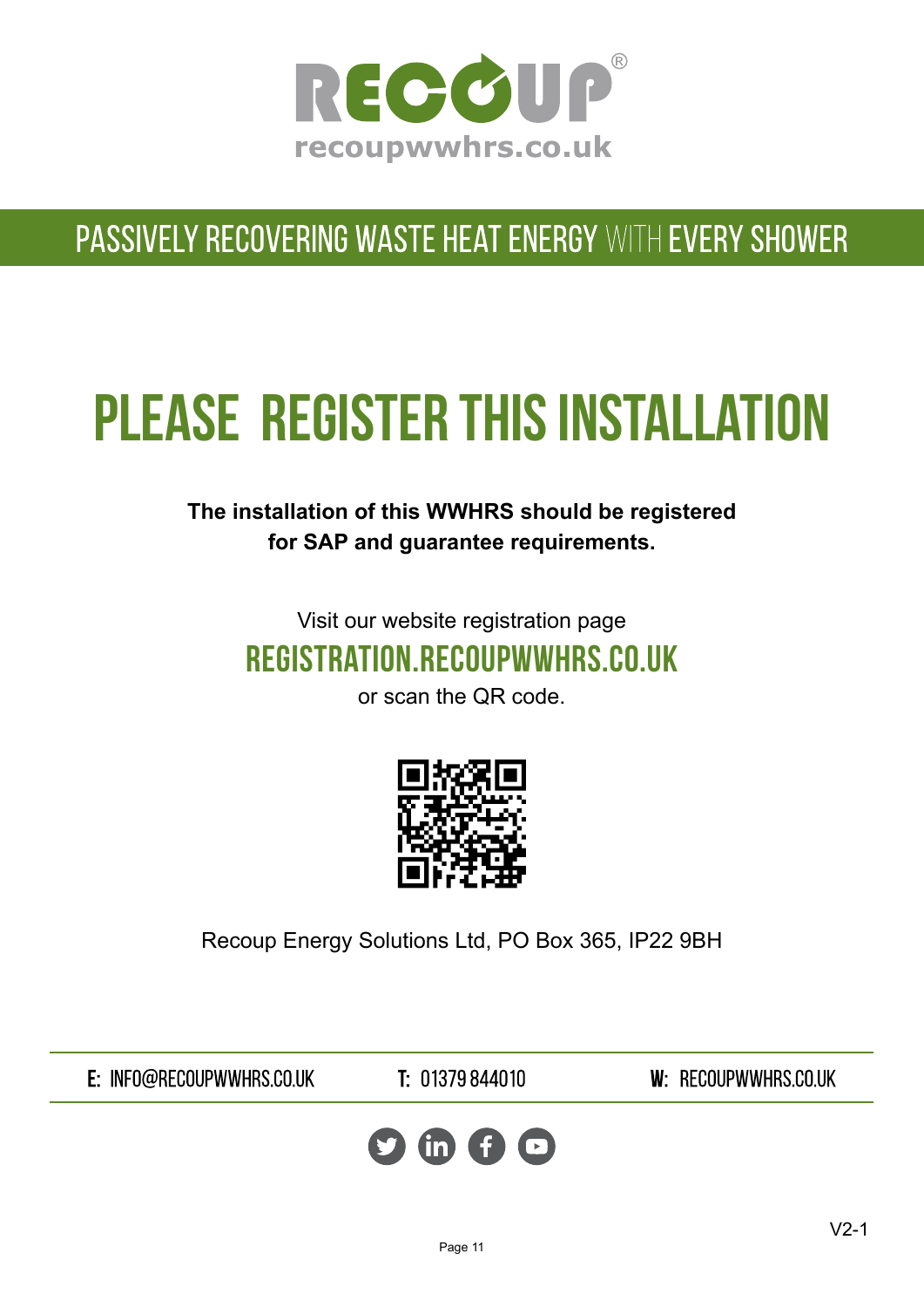RECOUP®

recoupwwhrs.co.uk

PASSIVELY RECOVERING WASTE HEAT ENERGY WITH EVERY SHOWER

# PLEASE REGISTER THIS INSTALLATION

**The installation of this WWHRS should be registered for SAP and guarantee requirements.**

Visit our website registration page

## REGISTRATION.RECOUPWWHRS.CO.UK

or scan the QR code.

Recoup Energy Solutions Ltd, PO Box 365, IP22 9BH

**E:** INFO@RECOUPWWHRS.CO.UK **T:** 01379 844010 **W:** RECOUPWWHRS.CO.UK

V2-1